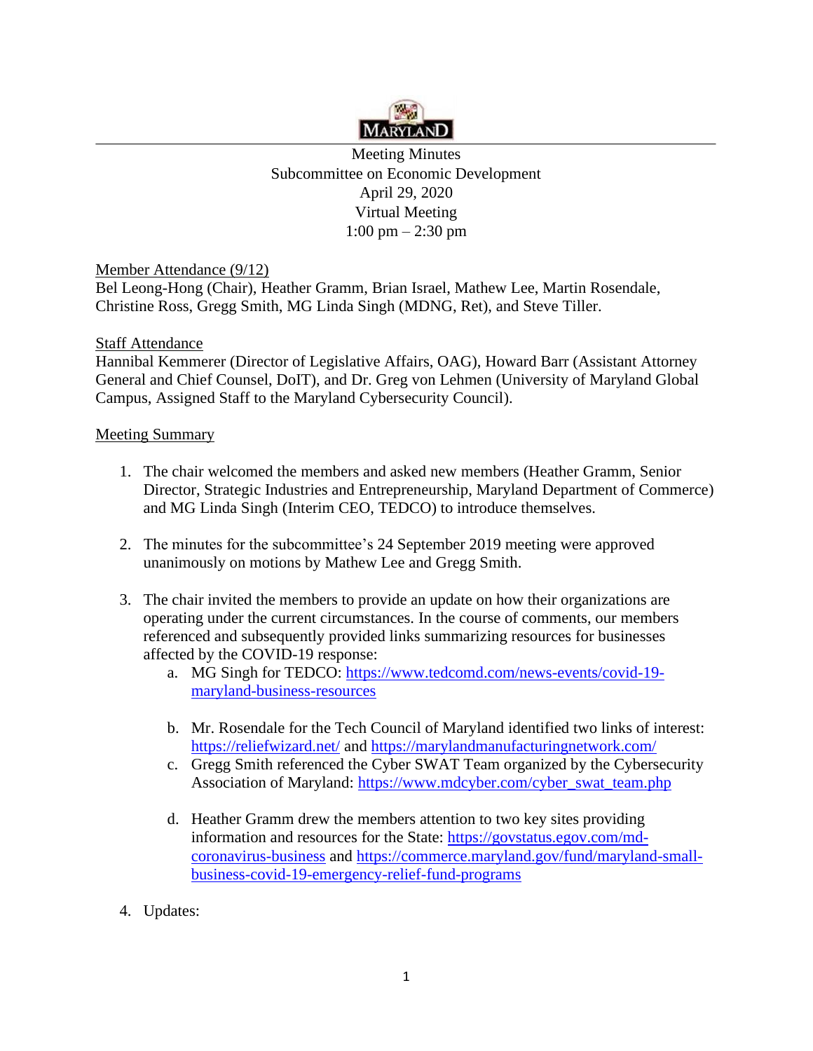MARYLAND

Meeting Minutes
Subcommittee on Economic Development
April 29, 2020
Virtual Meeting
1:00 pm – 2:30 pm

Member Attendance (9/12)

Bel Leong-Hong (Chair), Heather Gramm, Brian Israel, Mathew Lee, Martin Rosendale, Christine Ross, Gregg Smith, MG Linda Singh (MDNG, Ret), and Steve Tiller.

Staff Attendance

Hannibal Kemmerer (Director of Legislative Affairs, OAG), Howard Barr (Assistant Attorney General and Chief Counsel, DoIT), and Dr. Greg von Lehmen (University of Maryland Global Campus, Assigned Staff to the Maryland Cybersecurity Council).

Meeting Summary

1. The chair welcomed the members and asked new members (Heather Gramm, Senior Director, Strategic Industries and Entrepreneurship, Maryland Department of Commerce) and MG Linda Singh (Interim CEO, TEDCO) to introduce themselves.

2. The minutes for the subcommittee's 24 September 2019 meeting were approved unanimously on motions by Mathew Lee and Gregg Smith.

3. The chair invited the members to provide an update on how their organizations are operating under the current circumstances. In the course of comments, our members referenced and subsequently provided links summarizing resources for businesses affected by the COVID-19 response:
   a. MG Singh for TEDCO: https://www.tedcomd.com/news-events/covid-19-maryland-business-resources
   b. Mr. Rosendale for the Tech Council of Maryland identified two links of interest: https://reliefwizard.net/ and https://marylandmanufacturingnetwork.com/
   c. Gregg Smith referenced the Cyber SWAT Team organized by the Cybersecurity Association of Maryland: https://www.mdcyber.com/cyber_swat_team.php
   d. Heather Gramm drew the members attention to two key sites providing information and resources for the State: https://govstatus.egov.com/md-coronavirus-business and https://commerce.maryland.gov/fund/maryland-small-business-covid-19-emergency-relief-fund-programs

4. Updates: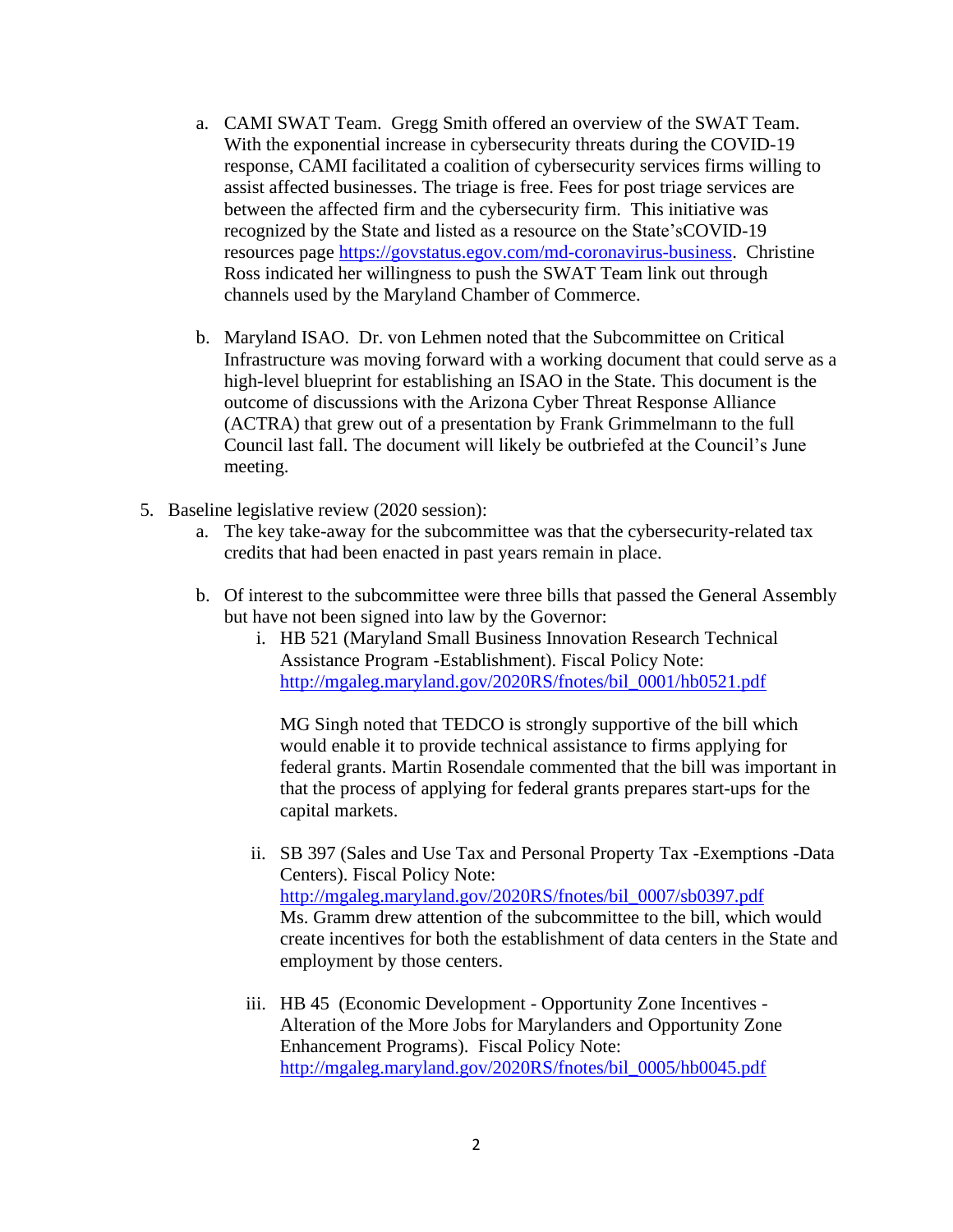a. CAMI SWAT Team. Gregg Smith offered an overview of the SWAT Team. With the exponential increase in cybersecurity threats during the COVID-19 response, CAMI facilitated a coalition of cybersecurity services firms willing to assist affected businesses. The triage is free. Fees for post triage services are between the affected firm and the cybersecurity firm. This initiative was recognized by the State and listed as a resource on the State'sCOVID-19 resources page https://govstatus.egov.com/md-coronavirus-business. Christine Ross indicated her willingness to push the SWAT Team link out through channels used by the Maryland Chamber of Commerce.

b. Maryland ISAO. Dr. von Lehmen noted that the Subcommittee on Critical Infrastructure was moving forward with a working document that could serve as a high-level blueprint for establishing an ISAO in the State. This document is the outcome of discussions with the Arizona Cyber Threat Response Alliance (ACTRA) that grew out of a presentation by Frank Grimmelmann to the full Council last fall. The document will likely be outbriefed at the Council's June meeting.

5. Baseline legislative review (2020 session):
   a. The key take-away for the subcommittee was that the cybersecurity-related tax credits that had been enacted in past years remain in place.

   b. Of interest to the subcommittee were three bills that passed the General Assembly but have not been signed into law by the Governor:
      i. HB 521 (Maryland Small Business Innovation Research Technical Assistance Program -Establishment). Fiscal Policy Note: http://mgaleg.maryland.gov/2020RS/fnotes/bil_0001/hb0521.pdf

         MG Singh noted that TEDCO is strongly supportive of the bill which would enable it to provide technical assistance to firms applying for federal grants. Martin Rosendale commented that the bill was important in that the process of applying for federal grants prepares start-ups for the capital markets.

      ii. SB 397 (Sales and Use Tax and Personal Property Tax -Exemptions -Data Centers). Fiscal Policy Note: http://mgaleg.maryland.gov/2020RS/fnotes/bil_0007/sb0397.pdf
         Ms. Gramm drew attention of the subcommittee to the bill, which would create incentives for both the establishment of data centers in the State and employment by those centers.

      iii. HB 45 (Economic Development - Opportunity Zone Incentives - Alteration of the More Jobs for Marylanders and Opportunity Zone Enhancement Programs). Fiscal Policy Note: http://mgaleg.maryland.gov/2020RS/fnotes/bil_0005/hb0045.pdf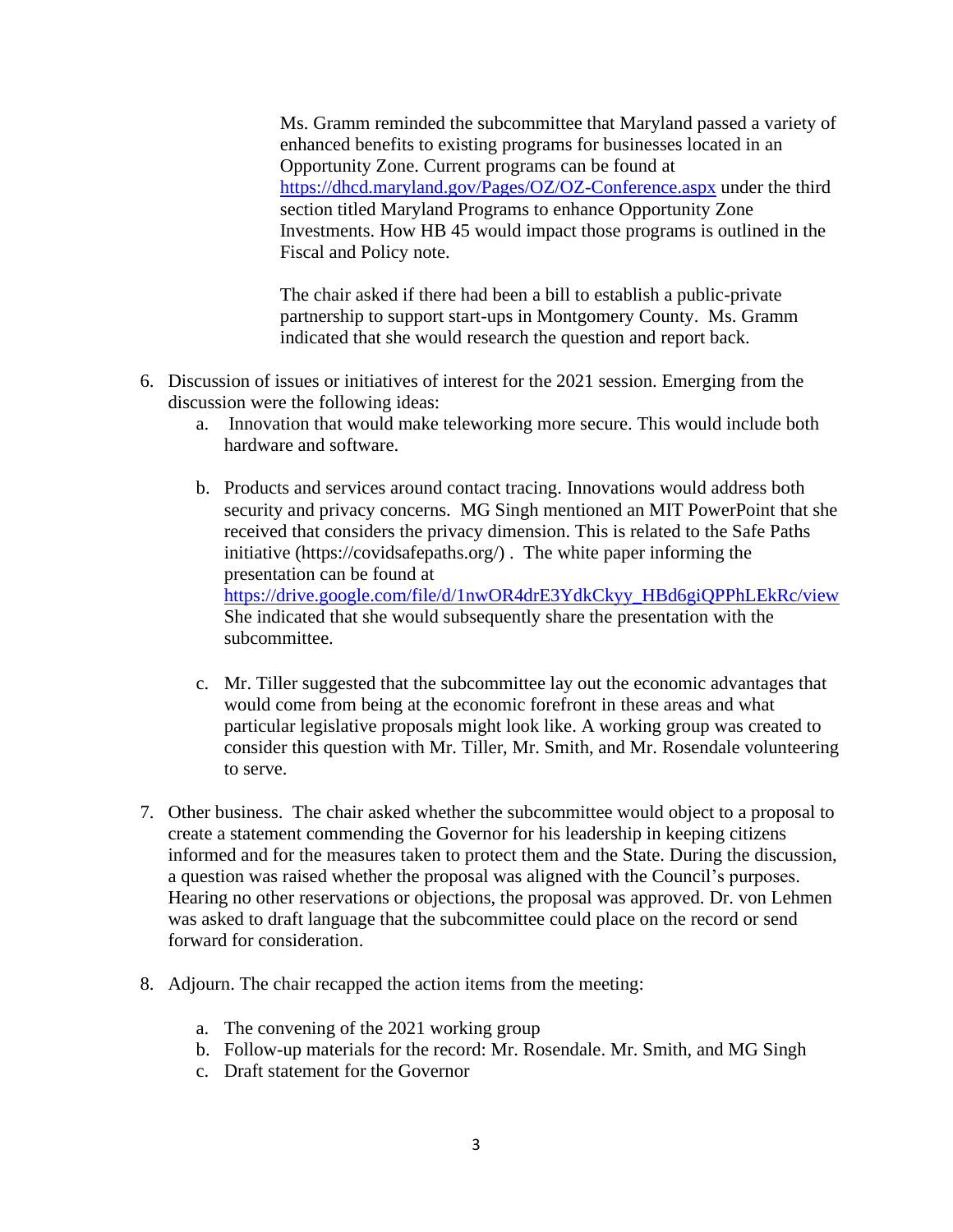Ms. Gramm reminded the subcommittee that Maryland passed a variety of enhanced benefits to existing programs for businesses located in an Opportunity Zone. Current programs can be found at https://dhcd.maryland.gov/Pages/OZ/OZ-Conference.aspx under the third section titled Maryland Programs to enhance Opportunity Zone Investments. How HB 45 would impact those programs is outlined in the Fiscal and Policy note.

The chair asked if there had been a bill to establish a public-private partnership to support start-ups in Montgomery County. Ms. Gramm indicated that she would research the question and report back.

6. Discussion of issues or initiatives of interest for the 2021 session. Emerging from the discussion were the following ideas:
   a. Innovation that would make teleworking more secure. This would include both hardware and software.

   b. Products and services around contact tracing. Innovations would address both security and privacy concerns. MG Singh mentioned an MIT PowerPoint that she received that considers the privacy dimension. This is related to the Safe Paths initiative (https://covidsafepaths.org/) . The white paper informing the presentation can be found at https://drive.google.com/file/d/1nwOR4drE3YdkCkyy_HBd6giQPPhLEkRc/view She indicated that she would subsequently share the presentation with the subcommittee.

   c. Mr. Tiller suggested that the subcommittee lay out the economic advantages that would come from being at the economic forefront in these areas and what particular legislative proposals might look like. A working group was created to consider this question with Mr. Tiller, Mr. Smith, and Mr. Rosendale volunteering to serve.

7. Other business. The chair asked whether the subcommittee would object to a proposal to create a statement commending the Governor for his leadership in keeping citizens informed and for the measures taken to protect them and the State. During the discussion, a question was raised whether the proposal was aligned with the Council's purposes. Hearing no other reservations or objections, the proposal was approved. Dr. von Lehmen was asked to draft language that the subcommittee could place on the record or send forward for consideration.

8. Adjourn. The chair recapped the action items from the meeting:

   a. The convening of the 2021 working group
   b. Follow-up materials for the record: Mr. Rosendale. Mr. Smith, and MG Singh
   c. Draft statement for the Governor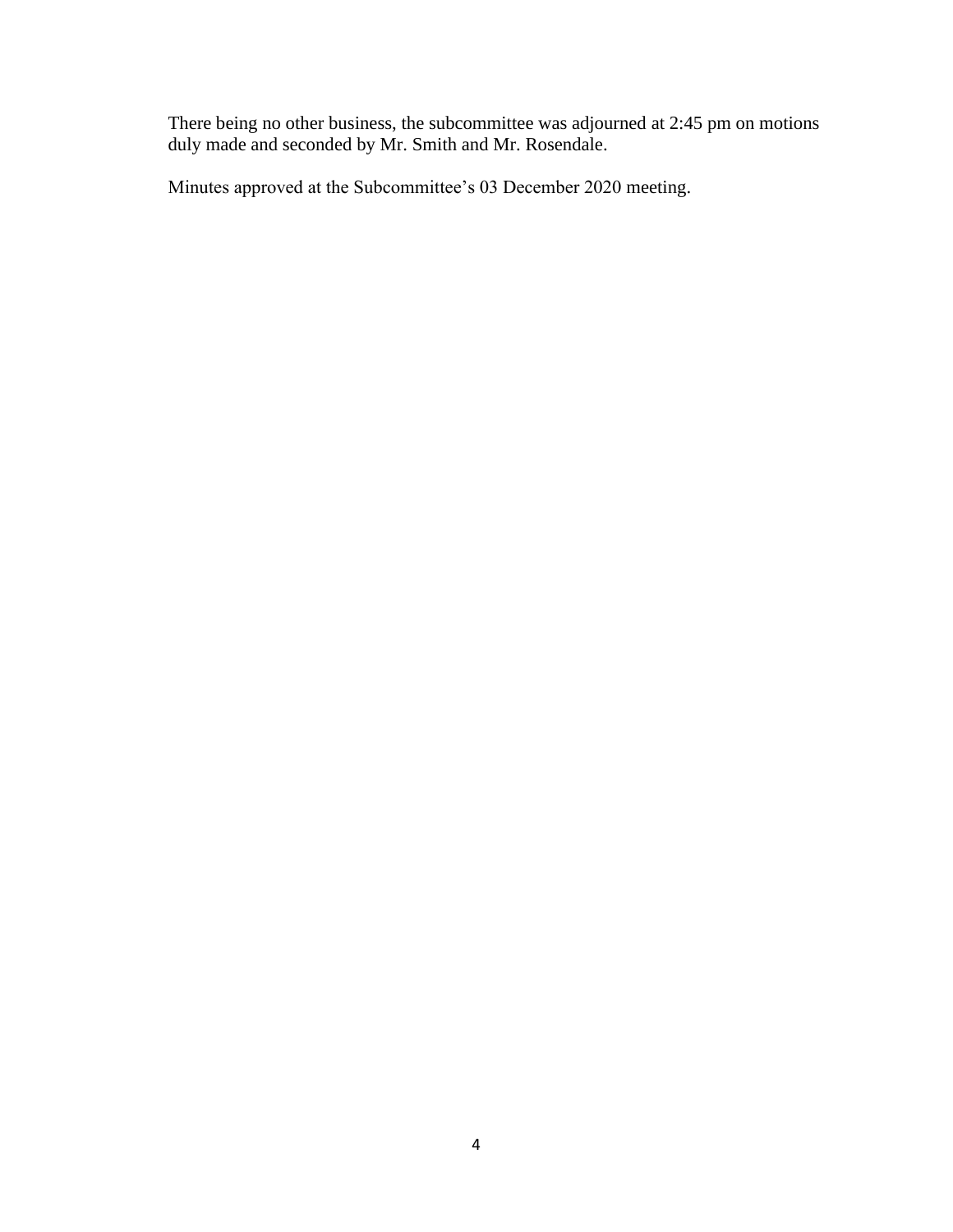There being no other business, the subcommittee was adjourned at 2:45 pm on motions duly made and seconded by Mr. Smith and Mr. Rosendale.

Minutes approved at the Subcommittee's 03 December 2020 meeting.